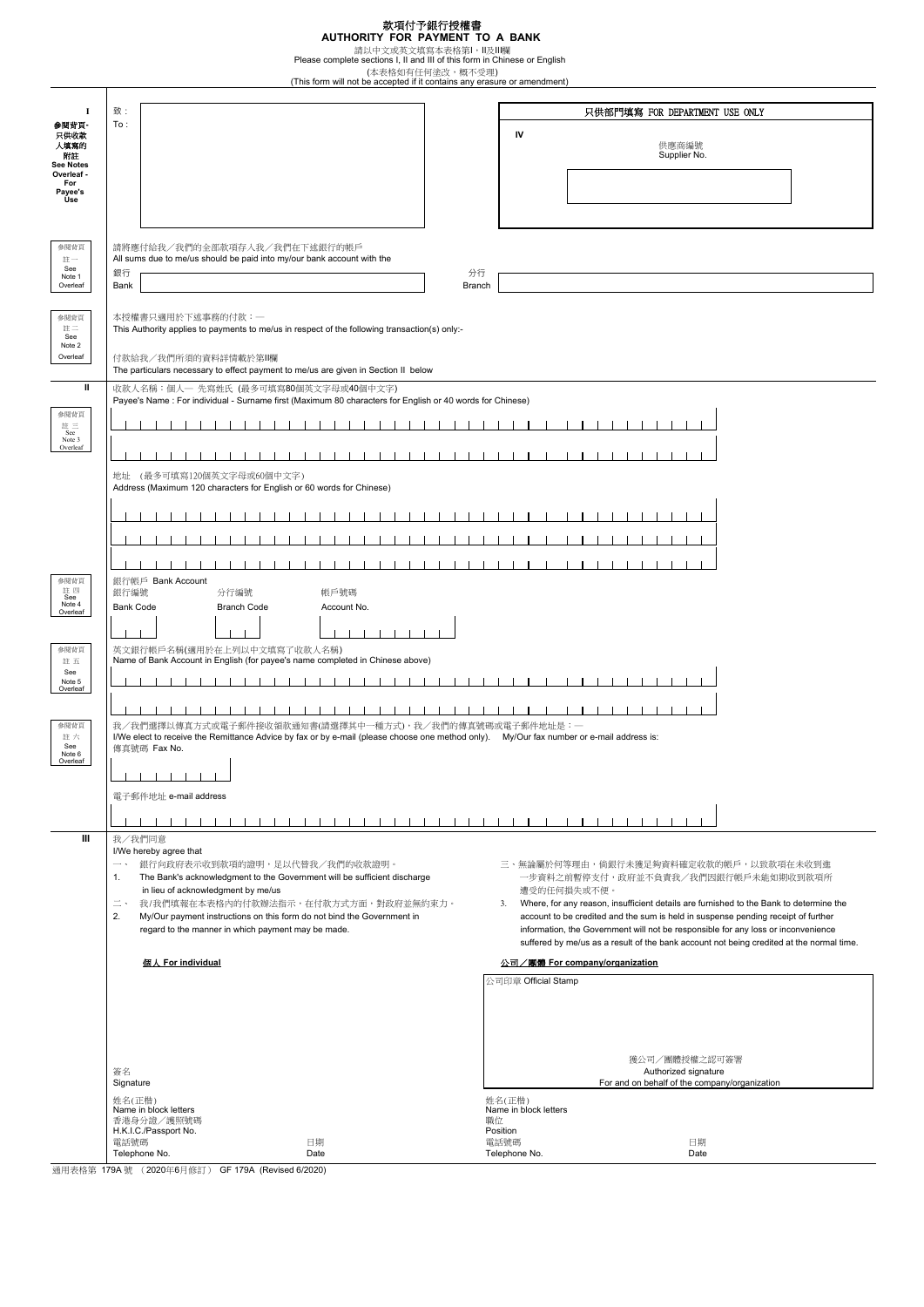# 款項付予銀行授權書
# AUTHORITY FOR PAYMENT TO A BANK

請以中文或英文填寫本表格第I，II及III欄
Please complete sections I, II and III of this form in Chinese or English

(本表格如有任何塗改，概不受理)
(This form will not be accepted if it contains any erasure or amendment)

## I

參閱背頁-只供收款人填寫的附註
See Notes Overleaf - For Payee's Use

致：
To :

**只供部門填寫 FOR DEPARTMENT USE ONLY**

**IV**

供應商編號
Supplier No.

參閱背頁 註一 See Note 1 Overleaf

請將應付給我／我們的全部款項存入我／我們在下述銀行的帳戶
All sums due to me/us should be paid into my/our bank account with the

銀行
Bank

分行
Branch

參閱背頁 註二 See Note 2 Overleaf

本授權書只適用於下述事務的付款：—
This Authority applies to payments to me/us in respect of the following transaction(s) only:-

付款給我／我們所須的資料詳情載於第II欄
The particulars necessary to effect payment to me/us are given in Section II below

## II

參閱背頁 註三 See Note 3 Overleaf

收款人名稱：個人— 先寫姓氏 (最多可填寫80個英文字母或40個中文字)
Payee's Name : For individual - Surname first (Maximum 80 characters for English or 40 words for Chinese)

地址 (最多可填寫120個英文字母或60個中文字)
Address (Maximum 120 characters for English or 60 words for Chinese)

參閱背頁 註四 See Note 4 Overleaf

銀行帳戶 Bank Account

| 銀行編號 Bank Code | 分行編號 Branch Code | 帳戶號碼 Account No. |
|---|---|---|
| | | |

參閱背頁 註五 See Note 5 Overleaf

英文銀行帳戶名稱(適用於在上列以中文填寫了收款人名稱)
Name of Bank Account in English (for payee's name completed in Chinese above)

參閱背頁 註六 See Note 6 Overleaf

我／我們選擇以傳真方式或電子郵件接收領款通知書(請選擇其中一種方式)，我／我們的傳真號碼或電子郵件地址是：—
I/We elect to receive the Remittance Advice by fax or by e-mail (please choose one method only). My/Our fax number or e-mail address is:

傳真號碼 Fax No.

電子郵件地址 e-mail address

## III

我／我們同意
I/We hereby agree that

一、 銀行向政府表示收到款項的證明，足以代替我／我們的收款證明。
1. The Bank's acknowledgment to the Government will be sufficient discharge in lieu of acknowledgment by me/us

二、 我/我們填報在本表格內的付款辦法指示，在付款方式方面，對政府並無約束力。
2. My/Our payment instructions on this form do not bind the Government in regard to the manner in which payment may be made.

三、無論屬於何等理由，倘銀行未獲足夠資料確定收款的帳戶，以致款項在未收到進一步資料之前暫停支付，政府並不負責我／我們因銀行帳戶未能如期收到款項所遭受的任何損失或不便。
3. Where, for any reason, insufficient details are furnished to the Bank to determine the account to be credited and the sum is held in suspense pending receipt of further information, the Government will not be responsible for any loss or inconvenience suffered by me/us as a result of the bank account not being credited at the normal time.

**個人 For individual**

簽名
Signature

姓名(正楷)
Name in block letters

香港身分證／護照號碼
H.K.I.C./Passport No.

電話號碼
Telephone No.

日期
Date

**公司／團體 For company/organization**

公司印章 Official Stamp

獲公司／團體授權之認可簽署
Authorized signature
For and on behalf of the company/organization

姓名(正楷)
Name in block letters

職位
Position

電話號碼
Telephone No.

日期
Date

通用表格第 179A 號 （2020年6月修訂） GF 179A (Revised 6/2020)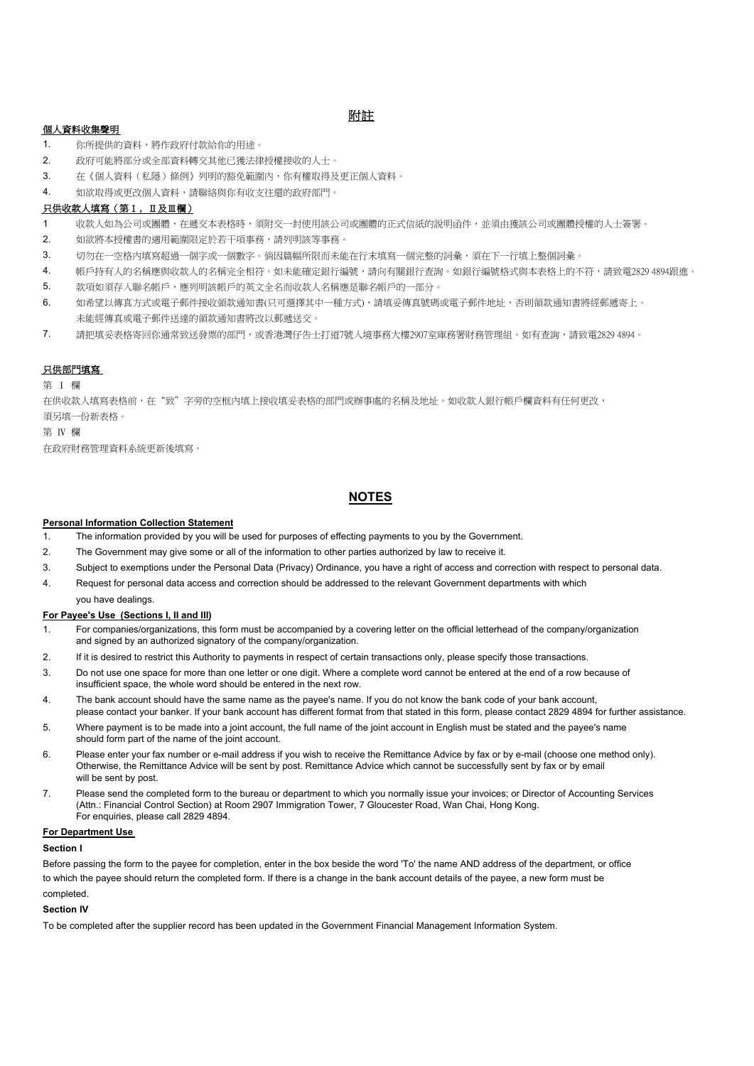# 附註

**個人資料收集聲明**

1. 你所提供的資料，將作政府付款給你的用途。
2. 政府可能將部分或全部資料轉交其他已獲法律授權接收的人士。
3. 在《個人資料（私隱）條例》列明的豁免範圍內，你有權取得及更正個人資料。
4. 如欲取得或更改個人資料，請聯絡與你有收支往還的政府部門。

**只供收款人填寫（第Ｉ，Ⅱ及Ⅲ欄）**

1. 收款人如為公司或團體，在遞交本表格時，須附交一封使用該公司或團體的正式信紙的說明函件，並須由獲該公司或團體授權的人士簽署。
2. 如欲將本授權書的適用範圍限定於若干項事務，請列明該等事務。
3. 切勿在一空格內填寫超過一個字或一個數字。倘因篇幅所限而未能在行末填寫一個完整的詞彙，須在下一行填上整個詞彙。
4. 帳戶持有人的名稱應與收款人的名稱完全相符。如未能確定銀行編號，請向有關銀行查詢。如銀行編號格式與本表格上的不符，請致電2829 4894跟進。
5. 款項如須存入聯名帳戶，應列明該帳戶的英文全名而收款人名稱應是聯名帳戶的一部分。
6. 如希望以傳真方式或電子郵件接收領款通知書(只可選擇其中一種方式)，請填妥傳真號碼或電子郵件地址，否則領款通知書將經郵遞寄上。未能經傳真或電子郵件送達的領款通知書將改以郵遞送交。
7. 請把填妥表格寄回你通常致送發票的部門，或香港灣仔告士打道7號入境事務大樓2907室庫務署財務管理組。如有查詢，請致電2829 4894。

**只供部門填寫**

第 I 欄

在供收款人填寫表格前，在"致"字旁的空框內填上接收填妥表格的部門或辦事處的名稱及地址。如收款人銀行帳戶欄資料有任何更改，須另填一份新表格。

第 IV 欄

在政府財務管理資料系統更新後填寫。

# NOTES

**Personal Information Collection Statement**

1. The information provided by you will be used for purposes of effecting payments to you by the Government.
2. The Government may give some or all of the information to other parties authorized by law to receive it.
3. Subject to exemptions under the Personal Data (Privacy) Ordinance, you have a right of access and correction with respect to personal data.
4. Request for personal data access and correction should be addressed to the relevant Government departments with which you have dealings.

**For Payee's Use (Sections I, II and III)**

1. For companies/organizations, this form must be accompanied by a covering letter on the official letterhead of the company/organization and signed by an authorized signatory of the company/organization.
2. If it is desired to restrict this Authority to payments in respect of certain transactions only, please specify those transactions.
3. Do not use one space for more than one letter or one digit. Where a complete word cannot be entered at the end of a row because of insufficient space, the whole word should be entered in the next row.
4. The bank account should have the same name as the payee's name. If you do not know the bank code of your bank account, please contact your banker. If your bank account has different format from that stated in this form, please contact 2829 4894 for further assistance.
5. Where payment is to be made into a joint account, the full name of the joint account in English must be stated and the payee's name should form part of the name of the joint account.
6. Please enter your fax number or e-mail address if you wish to receive the Remittance Advice by fax or by e-mail (choose one method only). Otherwise, the Remittance Advice will be sent by post. Remittance Advice which cannot be successfully sent by fax or by email will be sent by post.
7. Please send the completed form to the bureau or department to which you normally issue your invoices; or Director of Accounting Services (Attn.: Financial Control Section) at Room 2907 Immigration Tower, 7 Gloucester Road, Wan Chai, Hong Kong. For enquiries, please call 2829 4894.

**For Department Use**

**Section I**

Before passing the form to the payee for completion, enter in the box beside the word 'To' the name AND address of the department, or office to which the payee should return the completed form. If there is a change in the bank account details of the payee, a new form must be completed.

**Section IV**

To be completed after the supplier record has been updated in the Government Financial Management Information System.